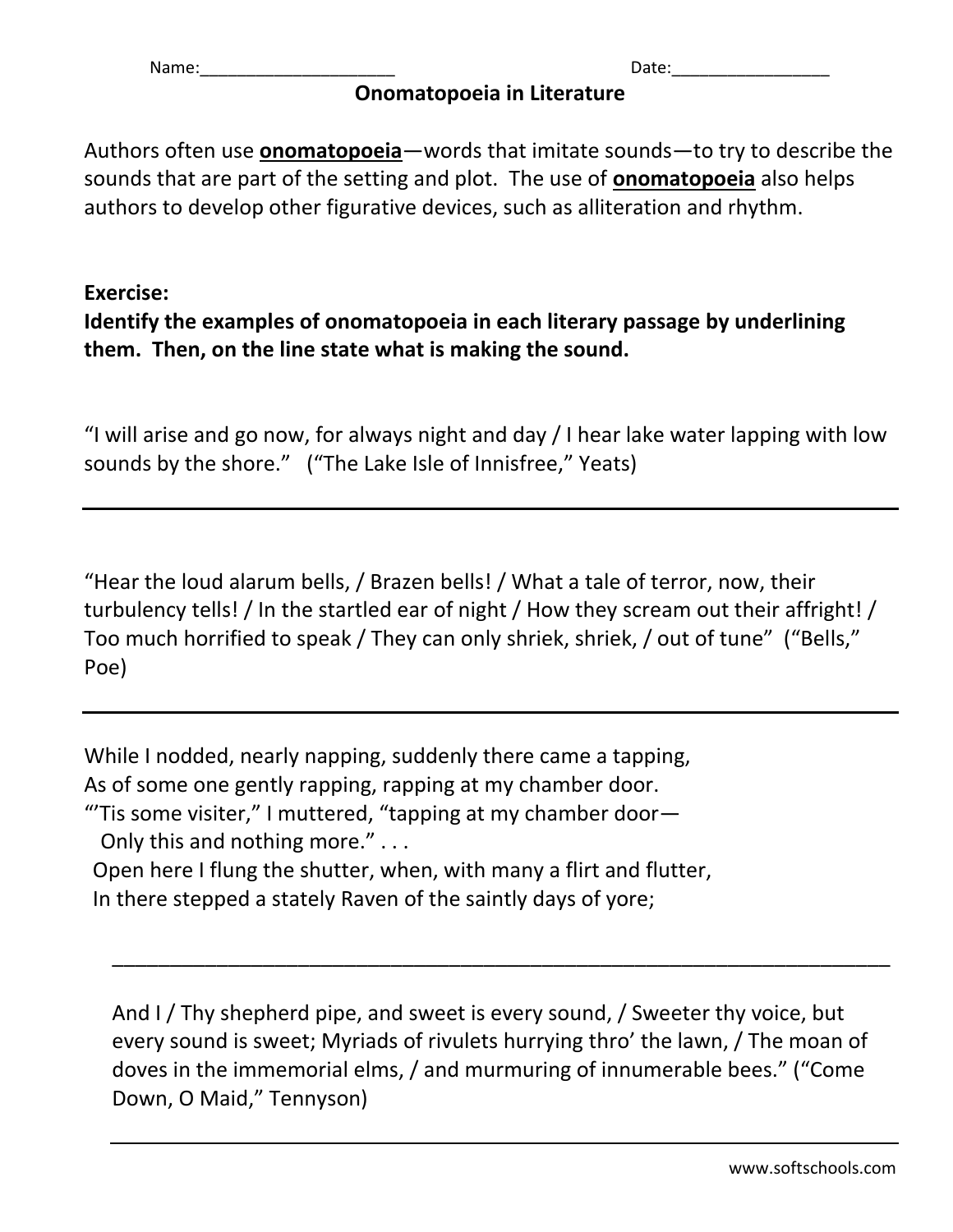Name:____________________ Date:________________

# Onomatopoeia in Literature

Authors often use **onomatopoeia**—words that imitate sounds—to try to describe the sounds that are part of the setting and plot. The use of **onomatopoeia** also helps authors to develop other figurative devices, such as alliteration and rhythm.

**Exercise:**
**Identify the examples of onomatopoeia in each literary passage by underlining them. Then, on the line state what is making the sound.**

"I will arise and go now, for always night and day / I hear lake water lapping with low sounds by the shore." ("The Lake Isle of Innisfree," Yeats)

___

"Hear the loud alarum bells, / Brazen bells! / What a tale of terror, now, their turbulency tells! / In the startled ear of night / How they scream out their affright! / Too much horrified to speak / They can only shriek, shriek, / out of tune" ("Bells," Poe)

___

While I nodded, nearly napping, suddenly there came a tapping,
As of some one gently rapping, rapping at my chamber door.
"'Tis some visiter," I muttered, "tapping at my chamber door—
Only this and nothing more." . . .
Open here I flung the shutter, when, with many a flirt and flutter,
In there stepped a stately Raven of the saintly days of yore;

___

And I / Thy shepherd pipe, and sweet is every sound, / Sweeter thy voice, but every sound is sweet; Myriads of rivulets hurrying thro' the lawn, / The moan of doves in the immemorial elms, / and murmuring of innumerable bees." ("Come Down, O Maid," Tennyson)

___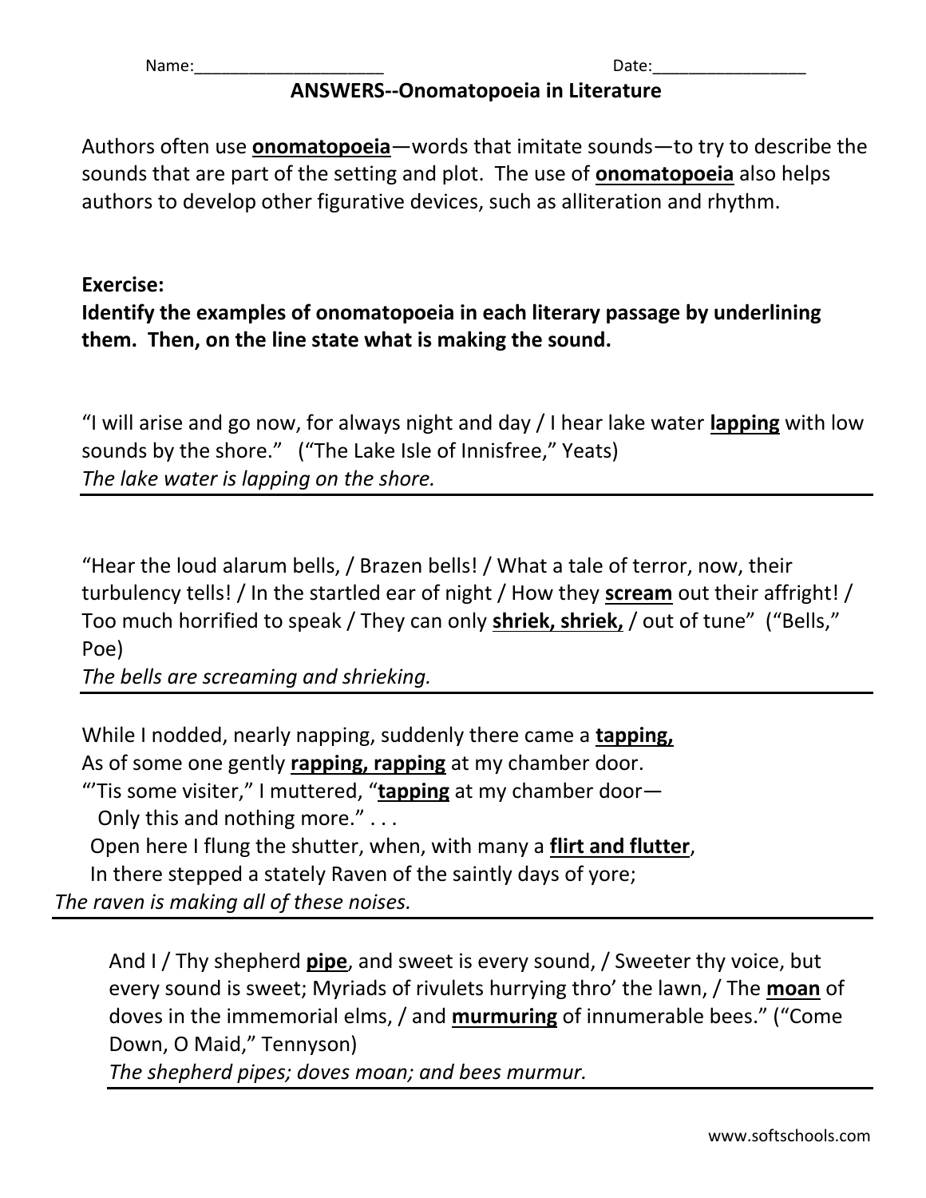Name:____________________ Date:________________

# ANSWERS--Onomatopoeia in Literature

Authors often use **onomatopoeia**—words that imitate sounds—to try to describe the sounds that are part of the setting and plot. The use of **onomatopoeia** also helps authors to develop other figurative devices, such as alliteration and rhythm.

**Exercise:**
**Identify the examples of onomatopoeia in each literary passage by underlining them. Then, on the line state what is making the sound.**

"I will arise and go now, for always night and day / I hear lake water **lapping** with low sounds by the shore." ("The Lake Isle of Innisfree," Yeats)
*The lake water is lapping on the shore.*

---

"Hear the loud alarum bells, / Brazen bells! / What a tale of terror, now, their turbulency tells! / In the startled ear of night / How they **scream** out their affright! / Too much horrified to speak / They can only **shriek, shriek,** / out of tune" ("Bells," Poe)
*The bells are screaming and shrieking.*

---

While I nodded, nearly napping, suddenly there came a **tapping,**
As of some one gently **rapping, rapping** at my chamber door.
"'Tis some visiter," I muttered, "**tapping** at my chamber door—
Only this and nothing more." . . .
Open here I flung the shutter, when, with many a **flirt and flutter**,
In there stepped a stately Raven of the saintly days of yore;
*The raven is making all of these noises.*

---

And I / Thy shepherd **pipe**, and sweet is every sound, / Sweeter thy voice, but every sound is sweet; Myriads of rivulets hurrying thro' the lawn, / The **moan** of doves in the immemorial elms, / and **murmuring** of innumerable bees." ("Come Down, O Maid," Tennyson)
*The shepherd pipes; doves moan; and bees murmur.*

---

www.softschools.com